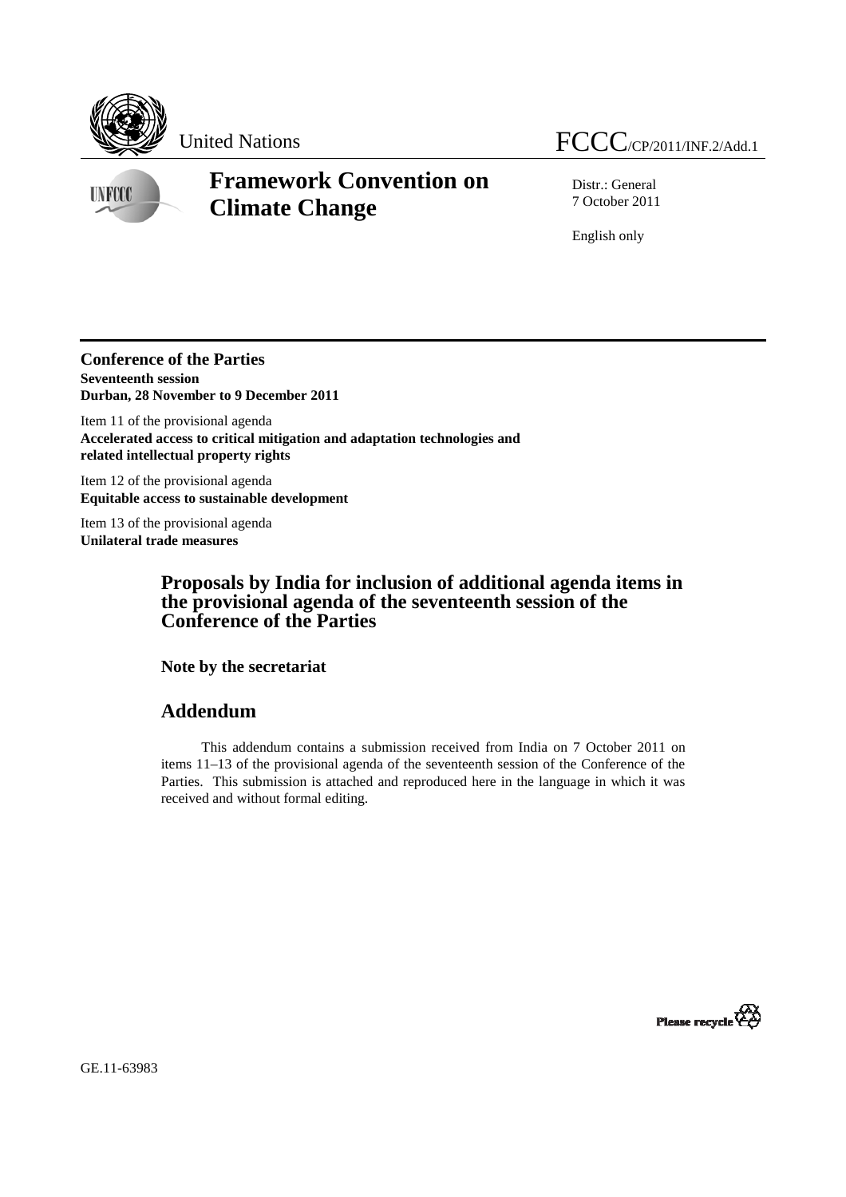United Nations

FCCC/CP/2011/INF.2/Add.1

# Framework Convention on Climate Change

Distr.: General
7 October 2011

English only

**Conference of the Parties**
**Seventeenth session**
**Durban, 28 November to 9 December 2011**

Item 11 of the provisional agenda
**Accelerated access to critical mitigation and adaptation technologies and related intellectual property rights**

Item 12 of the provisional agenda
**Equitable access to sustainable development**

Item 13 of the provisional agenda
**Unilateral trade measures**

## Proposals by India for inclusion of additional agenda items in the provisional agenda of the seventeenth session of the Conference of the Parties

### Note by the secretariat

## Addendum

This addendum contains a submission received from India on 7 October 2011 on items 11–13 of the provisional agenda of the seventeenth session of the Conference of the Parties. This submission is attached and reproduced here in the language in which it was received and without formal editing.

GE.11-63983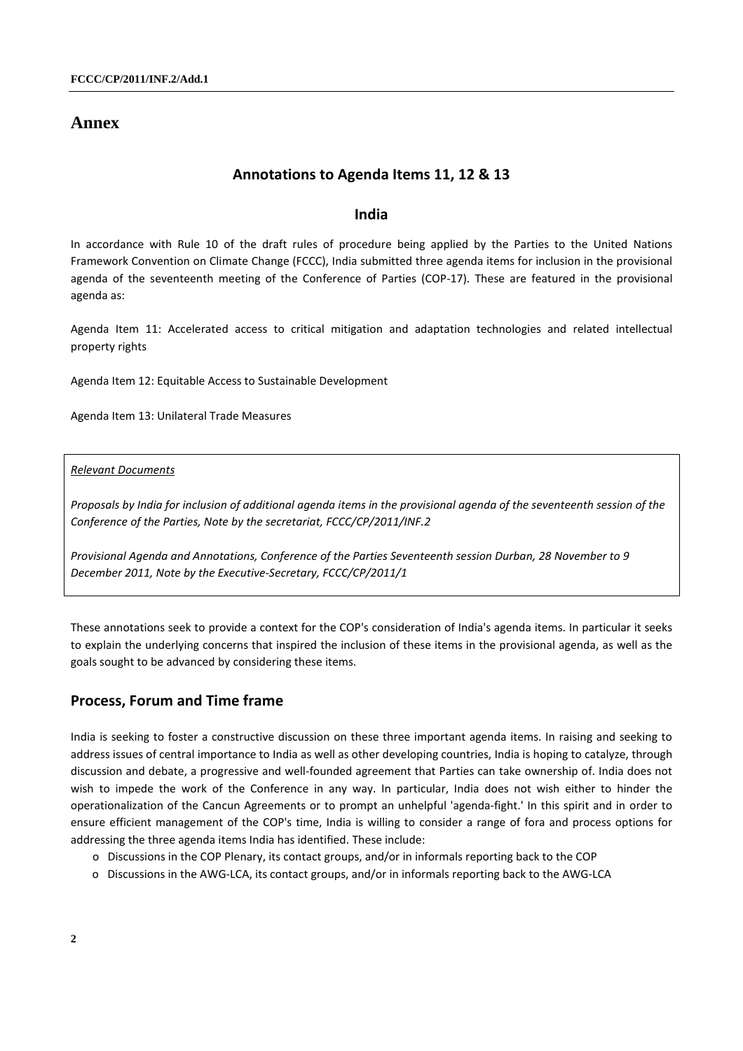# Annex

## Annotations to Agenda Items 11, 12 & 13

### India

In accordance with Rule 10 of the draft rules of procedure being applied by the Parties to the United Nations Framework Convention on Climate Change (FCCC), India submitted three agenda items for inclusion in the provisional agenda of the seventeenth meeting of the Conference of Parties (COP-17). These are featured in the provisional agenda as:

Agenda Item 11: Accelerated access to critical mitigation and adaptation technologies and related intellectual property rights

Agenda Item 12: Equitable Access to Sustainable Development

Agenda Item 13: Unilateral Trade Measures

> *Relevant Documents*
>
> *Proposals by India for inclusion of additional agenda items in the provisional agenda of the seventeenth session of the Conference of the Parties, Note by the secretariat, FCCC/CP/2011/INF.2*
>
> *Provisional Agenda and Annotations, Conference of the Parties Seventeenth session Durban, 28 November to 9 December 2011, Note by the Executive-Secretary, FCCC/CP/2011/1*

These annotations seek to provide a context for the COP's consideration of India's agenda items. In particular it seeks to explain the underlying concerns that inspired the inclusion of these items in the provisional agenda, as well as the goals sought to be advanced by considering these items.

## Process, Forum and Time frame

India is seeking to foster a constructive discussion on these three important agenda items. In raising and seeking to address issues of central importance to India as well as other developing countries, India is hoping to catalyze, through discussion and debate, a progressive and well-founded agreement that Parties can take ownership of. India does not wish to impede the work of the Conference in any way. In particular, India does not wish either to hinder the operationalization of the Cancun Agreements or to prompt an unhelpful 'agenda-fight.' In this spirit and in order to ensure efficient management of the COP's time, India is willing to consider a range of fora and process options for addressing the three agenda items India has identified. These include:

- Discussions in the COP Plenary, its contact groups, and/or in informals reporting back to the COP
- Discussions in the AWG-LCA, its contact groups, and/or in informals reporting back to the AWG-LCA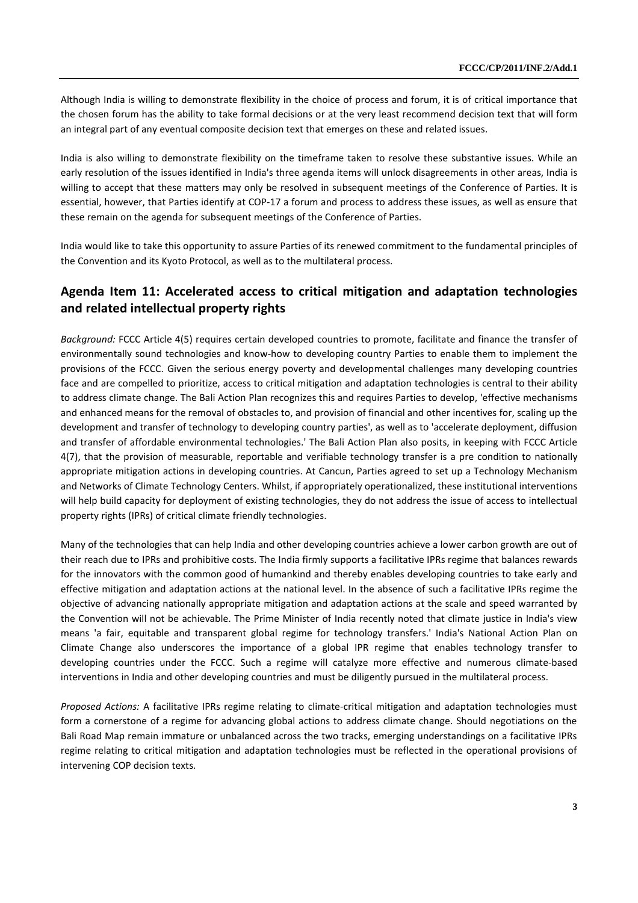Although India is willing to demonstrate flexibility in the choice of process and forum, it is of critical importance that the chosen forum has the ability to take formal decisions or at the very least recommend decision text that will form an integral part of any eventual composite decision text that emerges on these and related issues.

India is also willing to demonstrate flexibility on the timeframe taken to resolve these substantive issues. While an early resolution of the issues identified in India's three agenda items will unlock disagreements in other areas, India is willing to accept that these matters may only be resolved in subsequent meetings of the Conference of Parties. It is essential, however, that Parties identify at COP-17 a forum and process to address these issues, as well as ensure that these remain on the agenda for subsequent meetings of the Conference of Parties.

India would like to take this opportunity to assure Parties of its renewed commitment to the fundamental principles of the Convention and its Kyoto Protocol, as well as to the multilateral process.

## Agenda Item 11: Accelerated access to critical mitigation and adaptation technologies and related intellectual property rights

*Background:* FCCC Article 4(5) requires certain developed countries to promote, facilitate and finance the transfer of environmentally sound technologies and know-how to developing country Parties to enable them to implement the provisions of the FCCC. Given the serious energy poverty and developmental challenges many developing countries face and are compelled to prioritize, access to critical mitigation and adaptation technologies is central to their ability to address climate change. The Bali Action Plan recognizes this and requires Parties to develop, 'effective mechanisms and enhanced means for the removal of obstacles to, and provision of financial and other incentives for, scaling up the development and transfer of technology to developing country parties', as well as to 'accelerate deployment, diffusion and transfer of affordable environmental technologies.' The Bali Action Plan also posits, in keeping with FCCC Article 4(7), that the provision of measurable, reportable and verifiable technology transfer is a pre condition to nationally appropriate mitigation actions in developing countries. At Cancun, Parties agreed to set up a Technology Mechanism and Networks of Climate Technology Centers. Whilst, if appropriately operationalized, these institutional interventions will help build capacity for deployment of existing technologies, they do not address the issue of access to intellectual property rights (IPRs) of critical climate friendly technologies.

Many of the technologies that can help India and other developing countries achieve a lower carbon growth are out of their reach due to IPRs and prohibitive costs. The India firmly supports a facilitative IPRs regime that balances rewards for the innovators with the common good of humankind and thereby enables developing countries to take early and effective mitigation and adaptation actions at the national level. In the absence of such a facilitative IPRs regime the objective of advancing nationally appropriate mitigation and adaptation actions at the scale and speed warranted by the Convention will not be achievable. The Prime Minister of India recently noted that climate justice in India's view means 'a fair, equitable and transparent global regime for technology transfers.' India's National Action Plan on Climate Change also underscores the importance of a global IPR regime that enables technology transfer to developing countries under the FCCC. Such a regime will catalyze more effective and numerous climate-based interventions in India and other developing countries and must be diligently pursued in the multilateral process.

*Proposed Actions:* A facilitative IPRs regime relating to climate-critical mitigation and adaptation technologies must form a cornerstone of a regime for advancing global actions to address climate change. Should negotiations on the Bali Road Map remain immature or unbalanced across the two tracks, emerging understandings on a facilitative IPRs regime relating to critical mitigation and adaptation technologies must be reflected in the operational provisions of intervening COP decision texts.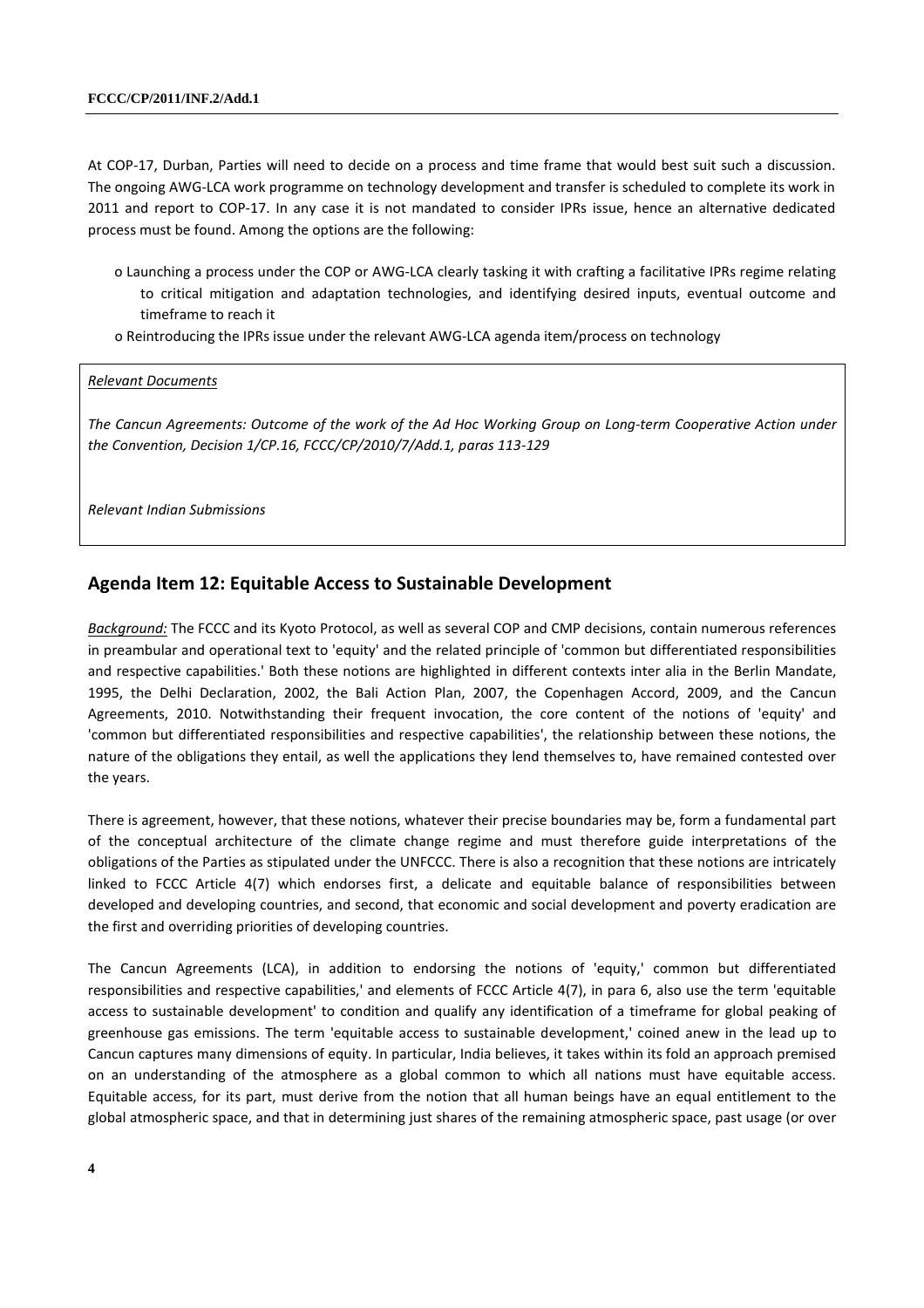At COP-17, Durban, Parties will need to decide on a process and time frame that would best suit such a discussion. The ongoing AWG-LCA work programme on technology development and transfer is scheduled to complete its work in 2011 and report to COP-17. In any case it is not mandated to consider IPRs issue, hence an alternative dedicated process must be found. Among the options are the following:

- o Launching a process under the COP or AWG-LCA clearly tasking it with crafting a facilitative IPRs regime relating to critical mitigation and adaptation technologies, and identifying desired inputs, eventual outcome and timeframe to reach it
- o Reintroducing the IPRs issue under the relevant AWG-LCA agenda item/process on technology

> *Relevant Documents*
>
> *The Cancun Agreements: Outcome of the work of the Ad Hoc Working Group on Long-term Cooperative Action under the Convention, Decision 1/CP.16, FCCC/CP/2010/7/Add.1, paras 113-129*
>
> *Relevant Indian Submissions*

## Agenda Item 12: Equitable Access to Sustainable Development

*Background:* The FCCC and its Kyoto Protocol, as well as several COP and CMP decisions, contain numerous references in preambular and operational text to 'equity' and the related principle of 'common but differentiated responsibilities and respective capabilities.' Both these notions are highlighted in different contexts inter alia in the Berlin Mandate, 1995, the Delhi Declaration, 2002, the Bali Action Plan, 2007, the Copenhagen Accord, 2009, and the Cancun Agreements, 2010. Notwithstanding their frequent invocation, the core content of the notions of 'equity' and 'common but differentiated responsibilities and respective capabilities', the relationship between these notions, the nature of the obligations they entail, as well the applications they lend themselves to, have remained contested over the years.

There is agreement, however, that these notions, whatever their precise boundaries may be, form a fundamental part of the conceptual architecture of the climate change regime and must therefore guide interpretations of the obligations of the Parties as stipulated under the UNFCCC. There is also a recognition that these notions are intricately linked to FCCC Article 4(7) which endorses first, a delicate and equitable balance of responsibilities between developed and developing countries, and second, that economic and social development and poverty eradication are the first and overriding priorities of developing countries.

The Cancun Agreements (LCA), in addition to endorsing the notions of 'equity,' common but differentiated responsibilities and respective capabilities,' and elements of FCCC Article 4(7), in para 6, also use the term 'equitable access to sustainable development' to condition and qualify any identification of a timeframe for global peaking of greenhouse gas emissions. The term 'equitable access to sustainable development,' coined anew in the lead up to Cancun captures many dimensions of equity. In particular, India believes, it takes within its fold an approach premised on an understanding of the atmosphere as a global common to which all nations must have equitable access. Equitable access, for its part, must derive from the notion that all human beings have an equal entitlement to the global atmospheric space, and that in determining just shares of the remaining atmospheric space, past usage (or over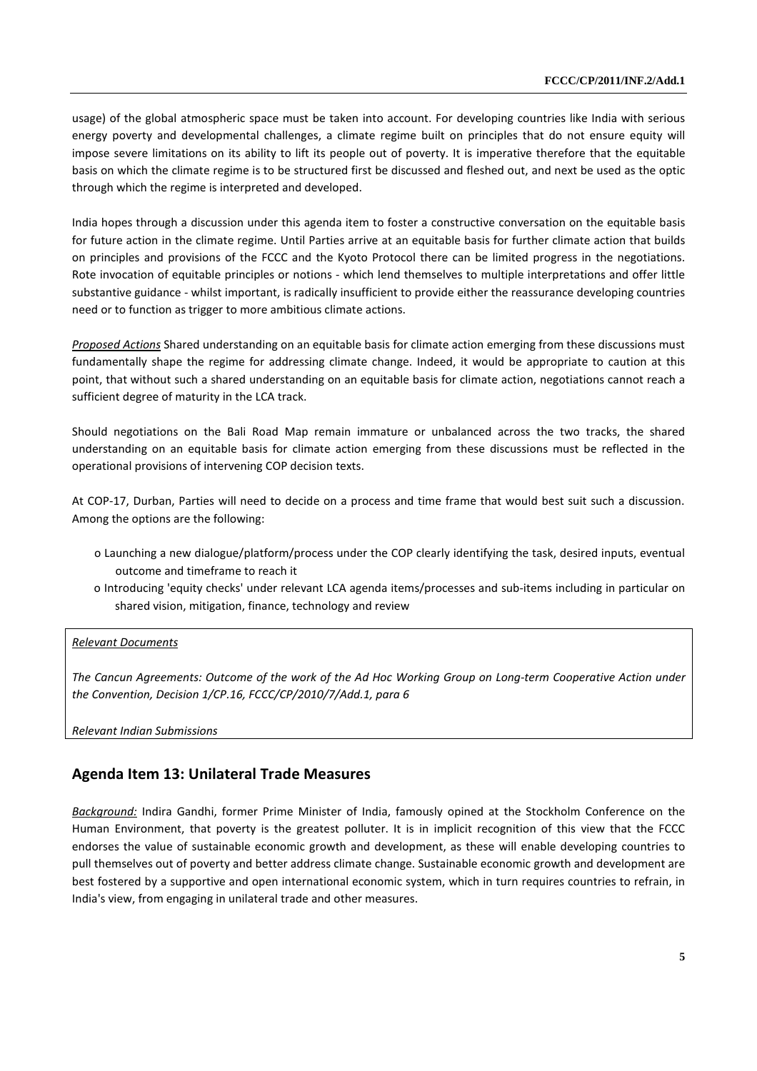usage) of the global atmospheric space must be taken into account. For developing countries like India with serious energy poverty and developmental challenges, a climate regime built on principles that do not ensure equity will impose severe limitations on its ability to lift its people out of poverty. It is imperative therefore that the equitable basis on which the climate regime is to be structured first be discussed and fleshed out, and next be used as the optic through which the regime is interpreted and developed.

India hopes through a discussion under this agenda item to foster a constructive conversation on the equitable basis for future action in the climate regime. Until Parties arrive at an equitable basis for further climate action that builds on principles and provisions of the FCCC and the Kyoto Protocol there can be limited progress in the negotiations. Rote invocation of equitable principles or notions - which lend themselves to multiple interpretations and offer little substantive guidance - whilst important, is radically insufficient to provide either the reassurance developing countries need or to function as trigger to more ambitious climate actions.

*Proposed Actions* Shared understanding on an equitable basis for climate action emerging from these discussions must fundamentally shape the regime for addressing climate change. Indeed, it would be appropriate to caution at this point, that without such a shared understanding on an equitable basis for climate action, negotiations cannot reach a sufficient degree of maturity in the LCA track.

Should negotiations on the Bali Road Map remain immature or unbalanced across the two tracks, the shared understanding on an equitable basis for climate action emerging from these discussions must be reflected in the operational provisions of intervening COP decision texts.

At COP-17, Durban, Parties will need to decide on a process and time frame that would best suit such a discussion. Among the options are the following:

- Launching a new dialogue/platform/process under the COP clearly identifying the task, desired inputs, eventual outcome and timeframe to reach it
- Introducing 'equity checks' under relevant LCA agenda items/processes and sub-items including in particular on shared vision, mitigation, finance, technology and review

*Relevant Documents*

*The Cancun Agreements: Outcome of the work of the Ad Hoc Working Group on Long-term Cooperative Action under the Convention, Decision 1/CP.16, FCCC/CP/2010/7/Add.1, para 6*

*Relevant Indian Submissions*

## Agenda Item 13: Unilateral Trade Measures

*Background:* Indira Gandhi, former Prime Minister of India, famously opined at the Stockholm Conference on the Human Environment, that poverty is the greatest polluter. It is in implicit recognition of this view that the FCCC endorses the value of sustainable economic growth and development, as these will enable developing countries to pull themselves out of poverty and better address climate change. Sustainable economic growth and development are best fostered by a supportive and open international economic system, which in turn requires countries to refrain, in India's view, from engaging in unilateral trade and other measures.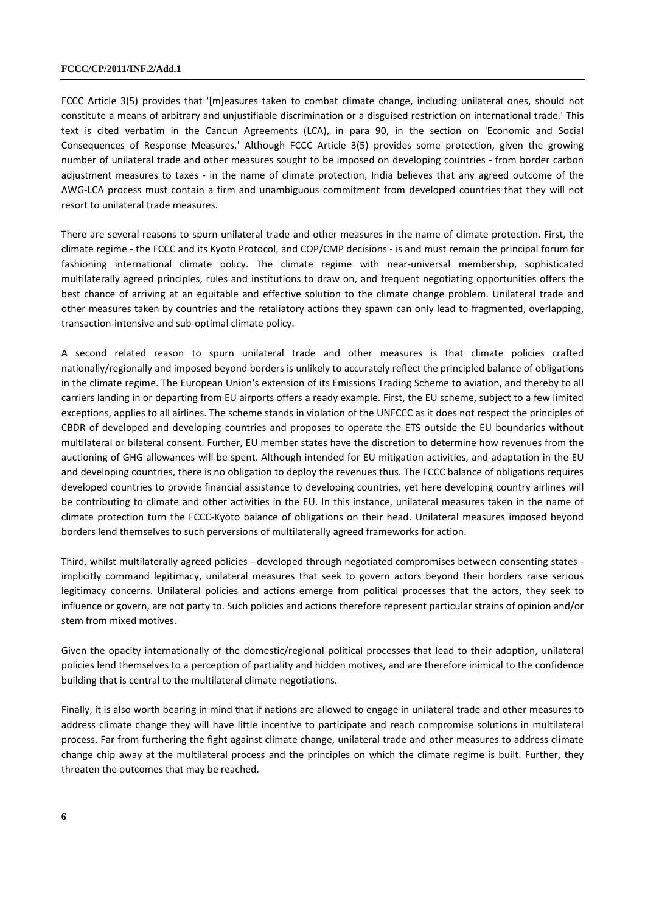FCCC Article 3(5) provides that '[m]easures taken to combat climate change, including unilateral ones, should not constitute a means of arbitrary and unjustifiable discrimination or a disguised restriction on international trade.' This text is cited verbatim in the Cancun Agreements (LCA), in para 90, in the section on 'Economic and Social Consequences of Response Measures.' Although FCCC Article 3(5) provides some protection, given the growing number of unilateral trade and other measures sought to be imposed on developing countries - from border carbon adjustment measures to taxes - in the name of climate protection, India believes that any agreed outcome of the AWG-LCA process must contain a firm and unambiguous commitment from developed countries that they will not resort to unilateral trade measures.

There are several reasons to spurn unilateral trade and other measures in the name of climate protection. First, the climate regime - the FCCC and its Kyoto Protocol, and COP/CMP decisions - is and must remain the principal forum for fashioning international climate policy. The climate regime with near-universal membership, sophisticated multilaterally agreed principles, rules and institutions to draw on, and frequent negotiating opportunities offers the best chance of arriving at an equitable and effective solution to the climate change problem. Unilateral trade and other measures taken by countries and the retaliatory actions they spawn can only lead to fragmented, overlapping, transaction-intensive and sub-optimal climate policy.

A second related reason to spurn unilateral trade and other measures is that climate policies crafted nationally/regionally and imposed beyond borders is unlikely to accurately reflect the principled balance of obligations in the climate regime. The European Union's extension of its Emissions Trading Scheme to aviation, and thereby to all carriers landing in or departing from EU airports offers a ready example. First, the EU scheme, subject to a few limited exceptions, applies to all airlines. The scheme stands in violation of the UNFCCC as it does not respect the principles of CBDR of developed and developing countries and proposes to operate the ETS outside the EU boundaries without multilateral or bilateral consent. Further, EU member states have the discretion to determine how revenues from the auctioning of GHG allowances will be spent. Although intended for EU mitigation activities, and adaptation in the EU and developing countries, there is no obligation to deploy the revenues thus. The FCCC balance of obligations requires developed countries to provide financial assistance to developing countries, yet here developing country airlines will be contributing to climate and other activities in the EU. In this instance, unilateral measures taken in the name of climate protection turn the FCCC-Kyoto balance of obligations on their head. Unilateral measures imposed beyond borders lend themselves to such perversions of multilaterally agreed frameworks for action.

Third, whilst multilaterally agreed policies - developed through negotiated compromises between consenting states - implicitly command legitimacy, unilateral measures that seek to govern actors beyond their borders raise serious legitimacy concerns. Unilateral policies and actions emerge from political processes that the actors, they seek to influence or govern, are not party to. Such policies and actions therefore represent particular strains of opinion and/or stem from mixed motives.

Given the opacity internationally of the domestic/regional political processes that lead to their adoption, unilateral policies lend themselves to a perception of partiality and hidden motives, and are therefore inimical to the confidence building that is central to the multilateral climate negotiations.

Finally, it is also worth bearing in mind that if nations are allowed to engage in unilateral trade and other measures to address climate change they will have little incentive to participate and reach compromise solutions in multilateral process. Far from furthering the fight against climate change, unilateral trade and other measures to address climate change chip away at the multilateral process and the principles on which the climate regime is built. Further, they threaten the outcomes that may be reached.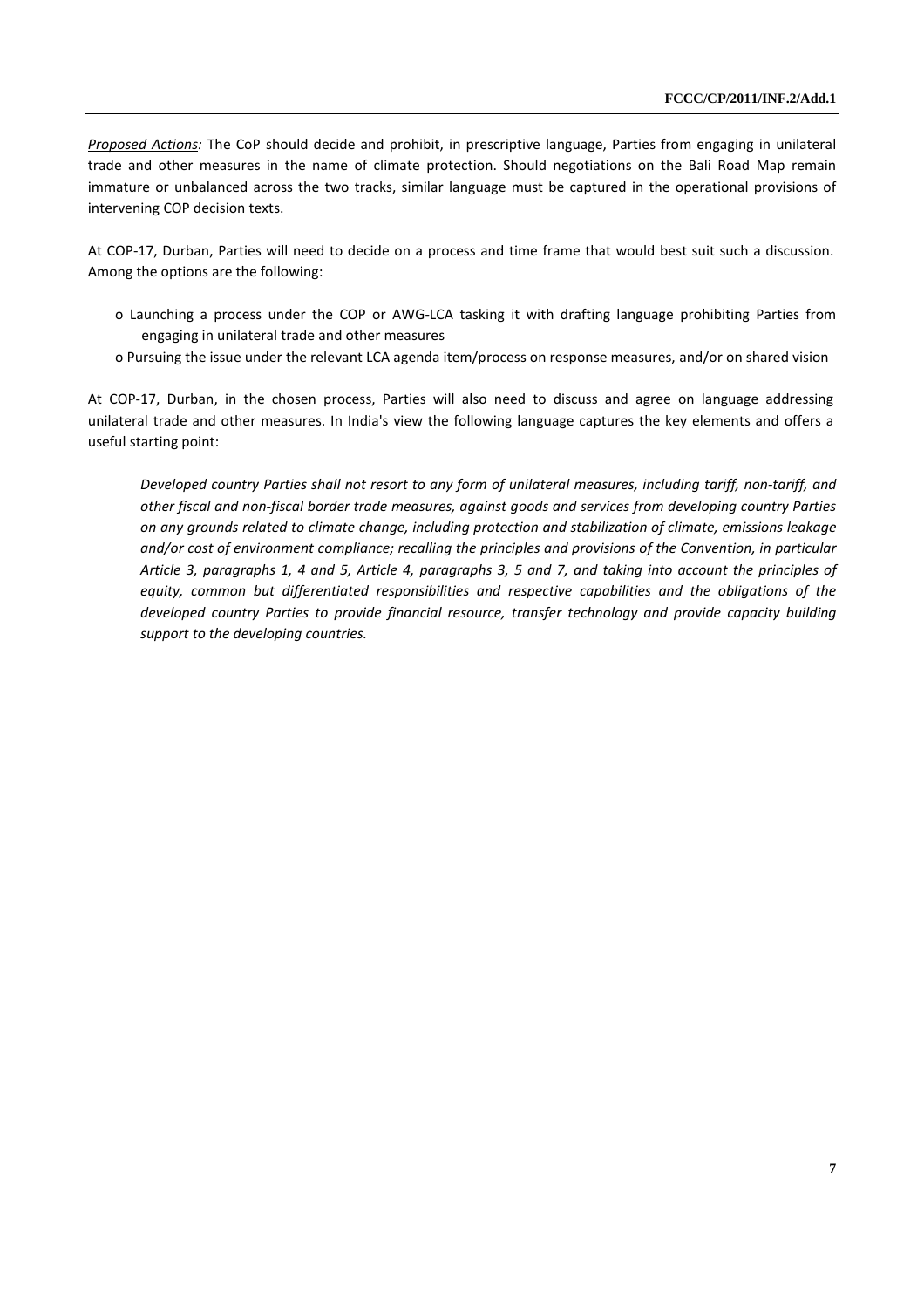*Proposed Actions:* The CoP should decide and prohibit, in prescriptive language, Parties from engaging in unilateral trade and other measures in the name of climate protection. Should negotiations on the Bali Road Map remain immature or unbalanced across the two tracks, similar language must be captured in the operational provisions of intervening COP decision texts.

At COP-17, Durban, Parties will need to decide on a process and time frame that would best suit such a discussion. Among the options are the following:

- o Launching a process under the COP or AWG-LCA tasking it with drafting language prohibiting Parties from engaging in unilateral trade and other measures
- o Pursuing the issue under the relevant LCA agenda item/process on response measures, and/or on shared vision

At COP-17, Durban, in the chosen process, Parties will also need to discuss and agree on language addressing unilateral trade and other measures. In India's view the following language captures the key elements and offers a useful starting point:

> *Developed country Parties shall not resort to any form of unilateral measures, including tariff, non-tariff, and other fiscal and non-fiscal border trade measures, against goods and services from developing country Parties on any grounds related to climate change, including protection and stabilization of climate, emissions leakage and/or cost of environment compliance; recalling the principles and provisions of the Convention, in particular Article 3, paragraphs 1, 4 and 5, Article 4, paragraphs 3, 5 and 7, and taking into account the principles of equity, common but differentiated responsibilities and respective capabilities and the obligations of the developed country Parties to provide financial resource, transfer technology and provide capacity building support to the developing countries.*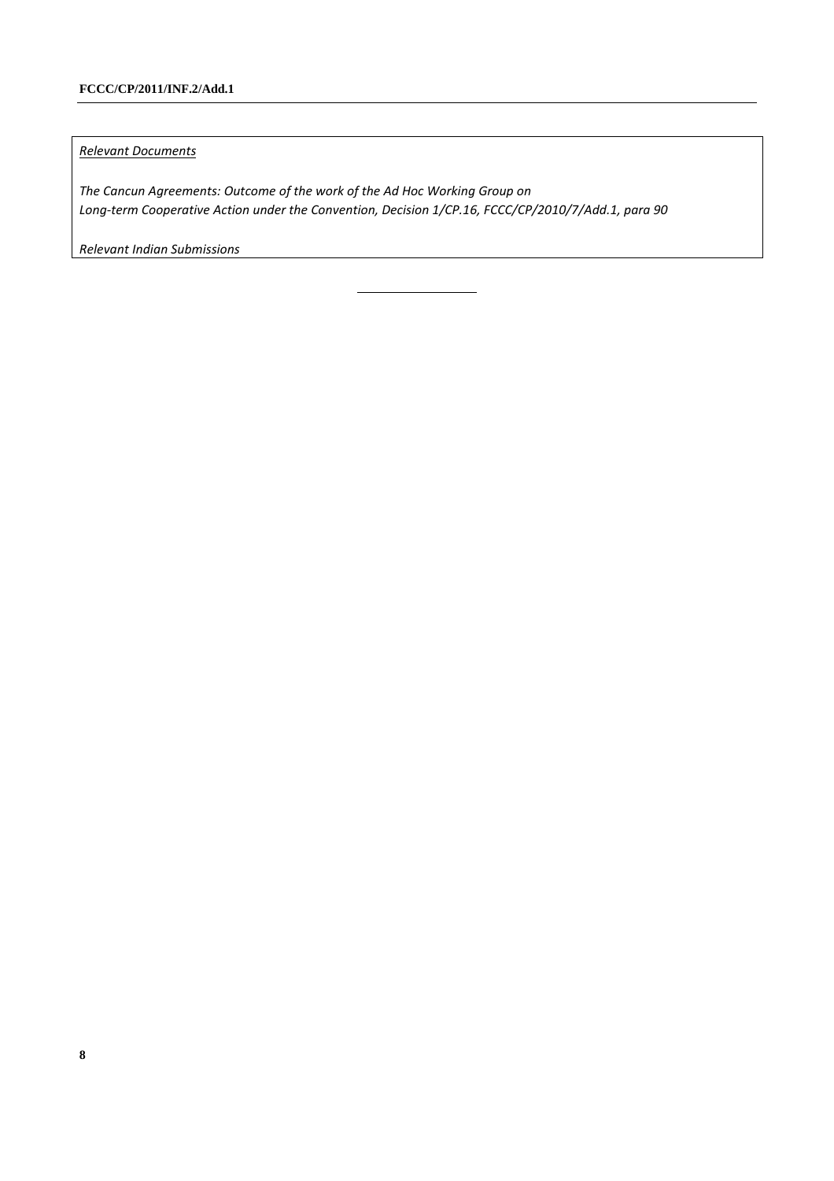*<u>Relevant Documents</u>*

*The Cancun Agreements: Outcome of the work of the Ad Hoc Working Group on Long-term Cooperative Action under the Convention, Decision 1/CP.16, FCCC/CP/2010/7/Add.1, para 90*

*Relevant Indian Submissions*